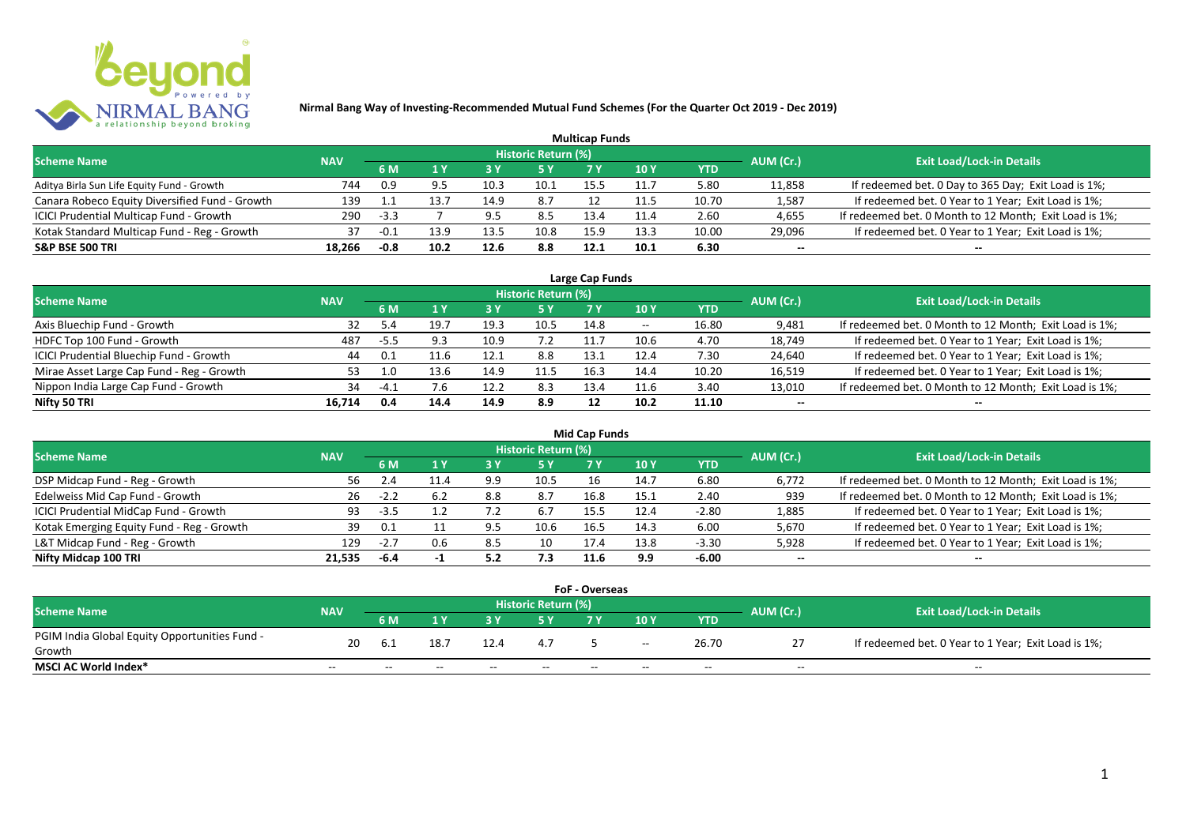# Nirmal Bang Way of Investing-Recommended Mutual Fund Schemes (For the Quarter Oct 2019 - Dec 2019)

## Multicap Funds

| Scheme Name | NAV | Historic Return (%) | | | | | | | AUM (Cr.) | Exit Load/Lock-in Details |
|---|---|---|---|---|---|---|---|---|---|---|
| | | 6 M | 1 Y | 3 Y | 5 Y | 7 Y | 10 Y | YTD | | |
| Aditya Birla Sun Life Equity Fund - Growth | 744 | 0.9 | 9.5 | 10.3 | 10.1 | 15.5 | 11.7 | 5.80 | 11,858 | If redeemed bet. 0 Day to 365 Day; Exit Load is 1%; |
| Canara Robeco Equity Diversified Fund - Growth | 139 | 1.1 | 13.7 | 14.9 | 8.7 | 12 | 11.5 | 10.70 | 1,587 | If redeemed bet. 0 Year to 1 Year; Exit Load is 1%; |
| ICICI Prudential Multicap Fund - Growth | 290 | -3.3 | 7 | 9.5 | 8.5 | 13.4 | 11.4 | 2.60 | 4,655 | If redeemed bet. 0 Month to 12 Month; Exit Load is 1%; |
| Kotak Standard Multicap Fund - Reg - Growth | 37 | -0.1 | 13.9 | 13.5 | 10.8 | 15.9 | 13.3 | 10.00 | 29,096 | If redeemed bet. 0 Year to 1 Year; Exit Load is 1%; |
| **S&P BSE 500 TRI** | **18,266** | **-0.8** | **10.2** | **12.6** | **8.8** | **12.1** | **10.1** | **6.30** | -- | -- |

## Large Cap Funds

| Scheme Name | NAV | Historic Return (%) | | | | | | | AUM (Cr.) | Exit Load/Lock-in Details |
|---|---|---|---|---|---|---|---|---|---|---|
| | | 6 M | 1 Y | 3 Y | 5 Y | 7 Y | 10 Y | YTD | | |
| Axis Bluechip Fund - Growth | 32 | 5.4 | 19.7 | 19.3 | 10.5 | 14.8 | -- | 16.80 | 9,481 | If redeemed bet. 0 Month to 12 Month; Exit Load is 1%; |
| HDFC Top 100 Fund - Growth | 487 | -5.5 | 9.3 | 10.9 | 7.2 | 11.7 | 10.6 | 4.70 | 18,749 | If redeemed bet. 0 Year to 1 Year; Exit Load is 1%; |
| ICICI Prudential Bluechip Fund - Growth | 44 | 0.1 | 11.6 | 12.1 | 8.8 | 13.1 | 12.4 | 7.30 | 24,640 | If redeemed bet. 0 Year to 1 Year; Exit Load is 1%; |
| Mirae Asset Large Cap Fund - Reg - Growth | 53 | 1.0 | 13.6 | 14.9 | 11.5 | 16.3 | 14.4 | 10.20 | 16,519 | If redeemed bet. 0 Year to 1 Year; Exit Load is 1%; |
| Nippon India Large Cap Fund - Growth | 34 | -4.1 | 7.6 | 12.2 | 8.3 | 13.4 | 11.6 | 3.40 | 13,010 | If redeemed bet. 0 Month to 12 Month; Exit Load is 1%; |
| **Nifty 50 TRI** | **16,714** | **0.4** | **14.4** | **14.9** | **8.9** | **12** | **10.2** | **11.10** | -- | -- |

## Mid Cap Funds

| Scheme Name | NAV | Historic Return (%) | | | | | | | AUM (Cr.) | Exit Load/Lock-in Details |
|---|---|---|---|---|---|---|---|---|---|---|
| | | 6 M | 1 Y | 3 Y | 5 Y | 7 Y | 10 Y | YTD | | |
| DSP Midcap Fund - Reg - Growth | 56 | 2.4 | 11.4 | 9.9 | 10.5 | 16 | 14.7 | 6.80 | 6,772 | If redeemed bet. 0 Month to 12 Month; Exit Load is 1%; |
| Edelweiss Mid Cap Fund - Growth | 26 | -2.2 | 6.2 | 8.8 | 8.7 | 16.8 | 15.1 | 2.40 | 939 | If redeemed bet. 0 Month to 12 Month; Exit Load is 1%; |
| ICICI Prudential MidCap Fund - Growth | 93 | -3.5 | 1.2 | 7.2 | 6.7 | 15.5 | 12.4 | -2.80 | 1,885 | If redeemed bet. 0 Year to 1 Year; Exit Load is 1%; |
| Kotak Emerging Equity Fund - Reg - Growth | 39 | 0.1 | 11 | 9.5 | 10.6 | 16.5 | 14.3 | 6.00 | 5,670 | If redeemed bet. 0 Year to 1 Year; Exit Load is 1%; |
| L&T Midcap Fund - Reg - Growth | 129 | -2.7 | 0.6 | 8.5 | 10 | 17.4 | 13.8 | -3.30 | 5,928 | If redeemed bet. 0 Year to 1 Year; Exit Load is 1%; |
| **Nifty Midcap 100 TRI** | **21,535** | **-6.4** | **-1** | **5.2** | **7.3** | **11.6** | **9.9** | **-6.00** | -- | -- |

## FoF - Overseas

| Scheme Name | NAV | Historic Return (%) | | | | | | | AUM (Cr.) | Exit Load/Lock-in Details |
|---|---|---|---|---|---|---|---|---|---|---|
| | | 6 M | 1 Y | 3 Y | 5 Y | 7 Y | 10 Y | YTD | | |
| PGIM India Global Equity Opportunities Fund - Growth | 20 | 6.1 | 18.7 | 12.4 | 4.7 | 5 | -- | 26.70 | 27 | If redeemed bet. 0 Year to 1 Year; Exit Load is 1%; |
| **MSCI AC World Index*** | -- | -- | -- | -- | -- | -- | -- | -- | -- | -- |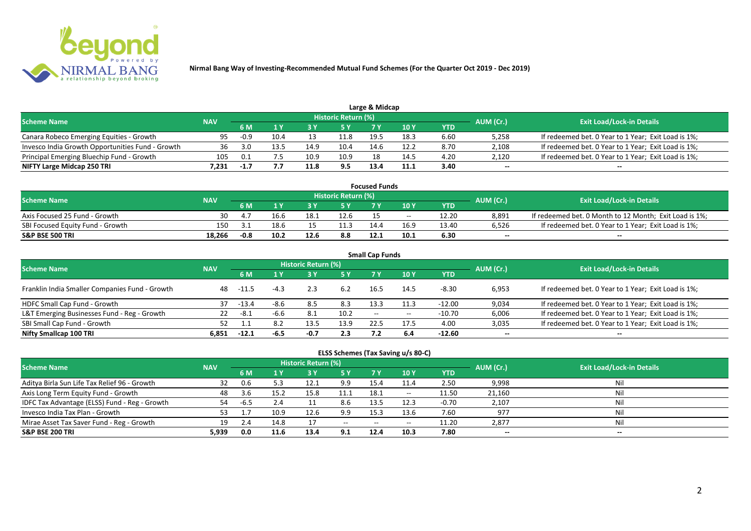**Nirmal Bang Way of Investing-Recommended Mutual Fund Schemes (For the Quarter Oct 2019 - Dec 2019)**

## Large & Midcap

| Scheme Name | NAV | Historic Return (%) | | | | | | | AUM (Cr.) | Exit Load/Lock-in Details |
|---|---|---|---|---|---|---|---|---|---|---|
| | | 6 M | 1 Y | 3 Y | 5 Y | 7 Y | 10 Y | YTD | | |
| Canara Robeco Emerging Equities - Growth | 95 | -0.9 | 10.4 | 13 | 11.8 | 19.5 | 18.3 | 6.60 | 5,258 | If redeemed bet. 0 Year to 1 Year; Exit Load is 1%; |
| Invesco India Growth Opportunities Fund - Growth | 36 | 3.0 | 13.5 | 14.9 | 10.4 | 14.6 | 12.2 | 8.70 | 2,108 | If redeemed bet. 0 Year to 1 Year; Exit Load is 1%; |
| Principal Emerging Bluechip Fund - Growth | 105 | 0.1 | 7.5 | 10.9 | 10.9 | 18 | 14.5 | 4.20 | 2,120 | If redeemed bet. 0 Year to 1 Year; Exit Load is 1%; |
| **NIFTY Large Midcap 250 TRI** | **7,231** | **-1.7** | **7.7** | **11.8** | **9.5** | **13.4** | **11.1** | **3.40** | **--** | **--** |

## Focused Funds

| Scheme Name | NAV | Historic Return (%) | | | | | | | AUM (Cr.) | Exit Load/Lock-in Details |
|---|---|---|---|---|---|---|---|---|---|---|
| | | 6 M | 1 Y | 3 Y | 5 Y | 7 Y | 10 Y | YTD | | |
| Axis Focused 25 Fund - Growth | 30 | 4.7 | 16.6 | 18.1 | 12.6 | 15 | -- | 12.20 | 8,891 | If redeemed bet. 0 Month to 12 Month; Exit Load is 1%; |
| SBI Focused Equity Fund - Growth | 150 | 3.1 | 18.6 | 15 | 11.3 | 14.4 | 16.9 | 13.40 | 6,526 | If redeemed bet. 0 Year to 1 Year; Exit Load is 1%; |
| **S&P BSE 500 TRI** | **18,266** | **-0.8** | **10.2** | **12.6** | **8.8** | **12.1** | **10.1** | **6.30** | **--** | **--** |

## Small Cap Funds

| Scheme Name | NAV | Historic Return (%) | | | | | | | AUM (Cr.) | Exit Load/Lock-in Details |
|---|---|---|---|---|---|---|---|---|---|---|
| | | 6 M | 1 Y | 3 Y | 5 Y | 7 Y | 10 Y | YTD | | |
| Franklin India Smaller Companies Fund - Growth | 48 | -11.5 | -4.3 | 2.3 | 6.2 | 16.5 | 14.5 | -8.30 | 6,953 | If redeemed bet. 0 Year to 1 Year; Exit Load is 1%; |
| HDFC Small Cap Fund - Growth | 37 | -13.4 | -8.6 | 8.5 | 8.3 | 13.3 | 11.3 | -12.00 | 9,034 | If redeemed bet. 0 Year to 1 Year; Exit Load is 1%; |
| L&T Emerging Businesses Fund - Reg - Growth | 22 | -8.1 | -6.6 | 8.1 | 10.2 | -- | -- | -10.70 | 6,006 | If redeemed bet. 0 Year to 1 Year; Exit Load is 1%; |
| SBI Small Cap Fund - Growth | 52 | 1.1 | 8.2 | 13.5 | 13.9 | 22.5 | 17.5 | 4.00 | 3,035 | If redeemed bet. 0 Year to 1 Year; Exit Load is 1%; |
| **Nifty Smallcap 100 TRI** | **6,851** | **-12.1** | **-6.5** | **-0.7** | **2.3** | **7.2** | **6.4** | **-12.60** | **--** | **--** |

## ELSS Schemes (Tax Saving u/s 80-C)

| Scheme Name | NAV | Historic Return (%) | | | | | | | AUM (Cr.) | Exit Load/Lock-in Details |
|---|---|---|---|---|---|---|---|---|---|---|
| | | 6 M | 1 Y | 3 Y | 5 Y | 7 Y | 10 Y | YTD | | |
| Aditya Birla Sun Life Tax Relief 96 - Growth | 32 | 0.6 | 5.3 | 12.1 | 9.9 | 15.4 | 11.4 | 2.50 | 9,998 | Nil |
| Axis Long Term Equity Fund - Growth | 48 | 3.6 | 15.2 | 15.8 | 11.1 | 18.1 | -- | 11.50 | 21,160 | Nil |
| IDFC Tax Advantage (ELSS) Fund - Reg - Growth | 54 | -6.5 | 2.4 | 11 | 8.6 | 13.5 | 12.3 | -0.70 | 2,107 | Nil |
| Invesco India Tax Plan - Growth | 53 | 1.7 | 10.9 | 12.6 | 9.9 | 15.3 | 13.6 | 7.60 | 977 | Nil |
| Mirae Asset Tax Saver Fund - Reg - Growth | 19 | 2.4 | 14.8 | 17 | -- | -- | -- | 11.20 | 2,877 | Nil |
| **S&P BSE 200 TRI** | **5,939** | **0.0** | **11.6** | **13.4** | **9.1** | **12.4** | **10.3** | **7.80** | **--** | **--** |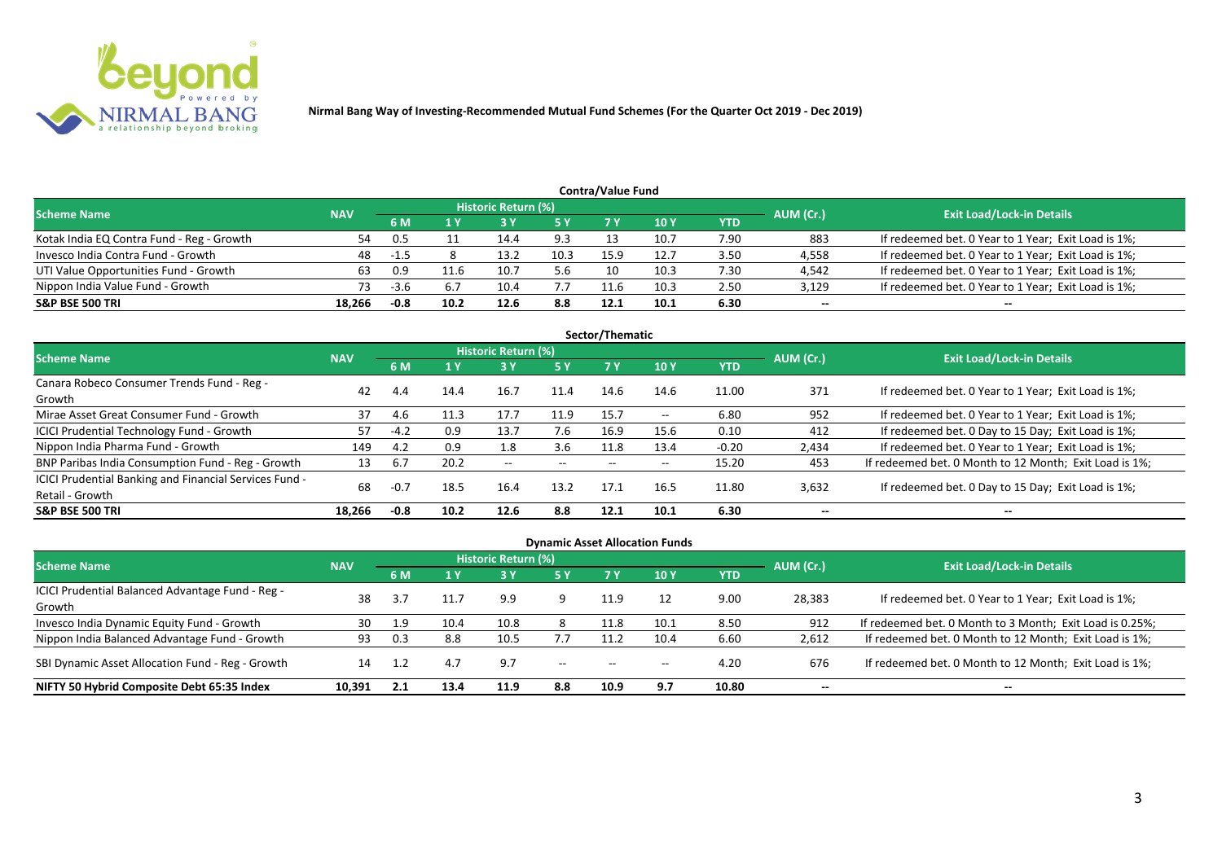**Nirmal Bang Way of Investing-Recommended Mutual Fund Schemes (For the Quarter Oct 2019 - Dec 2019)**

## Contra/Value Fund

| Scheme Name | NAV | Historic Return (%) | | | | | | | AUM (Cr.) | Exit Load/Lock-in Details |
|---|---|---|---|---|---|---|---|---|---|---|
| | | 6 M | 1 Y | 3 Y | 5 Y | 7 Y | 10 Y | YTD | | |
| Kotak India EQ Contra Fund - Reg - Growth | 54 | 0.5 | 11 | 14.4 | 9.3 | 13 | 10.7 | 7.90 | 883 | If redeemed bet. 0 Year to 1 Year; Exit Load is 1%; |
| Invesco India Contra Fund - Growth | 48 | -1.5 | 8 | 13.2 | 10.3 | 15.9 | 12.7 | 3.50 | 4,558 | If redeemed bet. 0 Year to 1 Year; Exit Load is 1%; |
| UTI Value Opportunities Fund - Growth | 63 | 0.9 | 11.6 | 10.7 | 5.6 | 10 | 10.3 | 7.30 | 4,542 | If redeemed bet. 0 Year to 1 Year; Exit Load is 1%; |
| Nippon India Value Fund - Growth | 73 | -3.6 | 6.7 | 10.4 | 7.7 | 11.6 | 10.3 | 2.50 | 3,129 | If redeemed bet. 0 Year to 1 Year; Exit Load is 1%; |
| **S&P BSE 500 TRI** | **18,266** | **-0.8** | **10.2** | **12.6** | **8.8** | **12.1** | **10.1** | **6.30** | **--** | **--** |

## Sector/Thematic

| Scheme Name | NAV | Historic Return (%) | | | | | | | AUM (Cr.) | Exit Load/Lock-in Details |
|---|---|---|---|---|---|---|---|---|---|---|
| | | 6 M | 1 Y | 3 Y | 5 Y | 7 Y | 10 Y | YTD | | |
| Canara Robeco Consumer Trends Fund - Reg - Growth | 42 | 4.4 | 14.4 | 16.7 | 11.4 | 14.6 | 14.6 | 11.00 | 371 | If redeemed bet. 0 Year to 1 Year; Exit Load is 1%; |
| Mirae Asset Great Consumer Fund - Growth | 37 | 4.6 | 11.3 | 17.7 | 11.9 | 15.7 | -- | 6.80 | 952 | If redeemed bet. 0 Year to 1 Year; Exit Load is 1%; |
| ICICI Prudential Technology Fund - Growth | 57 | -4.2 | 0.9 | 13.7 | 7.6 | 16.9 | 15.6 | 0.10 | 412 | If redeemed bet. 0 Day to 15 Day; Exit Load is 1%; |
| Nippon India Pharma Fund - Growth | 149 | 4.2 | 0.9 | 1.8 | 3.6 | 11.8 | 13.4 | -0.20 | 2,434 | If redeemed bet. 0 Year to 1 Year; Exit Load is 1%; |
| BNP Paribas India Consumption Fund - Reg - Growth | 13 | 6.7 | 20.2 | -- | -- | -- | -- | 15.20 | 453 | If redeemed bet. 0 Month to 12 Month; Exit Load is 1%; |
| ICICI Prudential Banking and Financial Services Fund - Retail - Growth | 68 | -0.7 | 18.5 | 16.4 | 13.2 | 17.1 | 16.5 | 11.80 | 3,632 | If redeemed bet. 0 Day to 15 Day; Exit Load is 1%; |
| **S&P BSE 500 TRI** | **18,266** | **-0.8** | **10.2** | **12.6** | **8.8** | **12.1** | **10.1** | **6.30** | **--** | **--** |

## Dynamic Asset Allocation Funds

| Scheme Name | NAV | Historic Return (%) | | | | | | | AUM (Cr.) | Exit Load/Lock-in Details |
|---|---|---|---|---|---|---|---|---|---|---|
| | | 6 M | 1 Y | 3 Y | 5 Y | 7 Y | 10 Y | YTD | | |
| ICICI Prudential Balanced Advantage Fund - Reg - Growth | 38 | 3.7 | 11.7 | 9.9 | 9 | 11.9 | 12 | 9.00 | 28,383 | If redeemed bet. 0 Year to 1 Year; Exit Load is 1%; |
| Invesco India Dynamic Equity Fund - Growth | 30 | 1.9 | 10.4 | 10.8 | 8 | 11.8 | 10.1 | 8.50 | 912 | If redeemed bet. 0 Month to 3 Month; Exit Load is 0.25%; |
| Nippon India Balanced Advantage Fund - Growth | 93 | 0.3 | 8.8 | 10.5 | 7.7 | 11.2 | 10.4 | 6.60 | 2,612 | If redeemed bet. 0 Month to 12 Month; Exit Load is 1%; |
| SBI Dynamic Asset Allocation Fund - Reg - Growth | 14 | 1.2 | 4.7 | 9.7 | -- | -- | -- | 4.20 | 676 | If redeemed bet. 0 Month to 12 Month; Exit Load is 1%; |
| **NIFTY 50 Hybrid Composite Debt 65:35 Index** | **10,391** | **2.1** | **13.4** | **11.9** | **8.8** | **10.9** | **9.7** | **10.80** | **--** | **--** |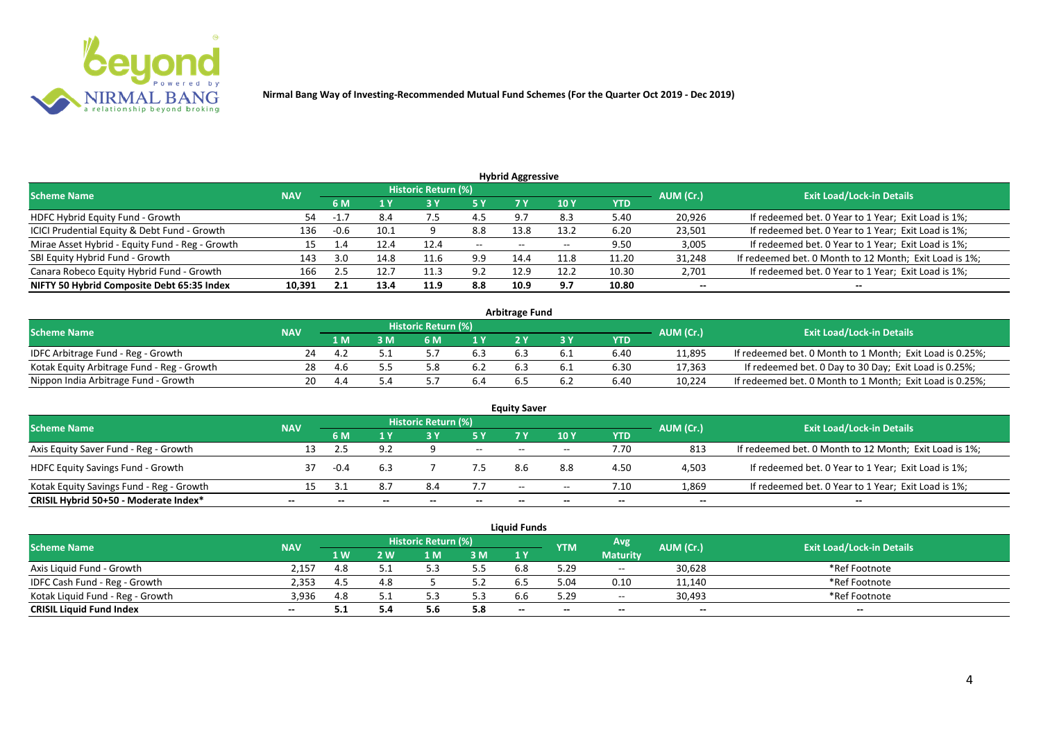**Nirmal Bang Way of Investing-Recommended Mutual Fund Schemes (For the Quarter Oct 2019 - Dec 2019)**

### Hybrid Aggressive

| Scheme Name | NAV | Historic Return (%) | | | | | | | AUM (Cr.) | Exit Load/Lock-in Details |
|---|---|---|---|---|---|---|---|---|---|---|
| | | 6 M | 1 Y | 3 Y | 5 Y | 7 Y | 10 Y | YTD | | |
| HDFC Hybrid Equity Fund - Growth | 54 | -1.7 | 8.4 | 7.5 | 4.5 | 9.7 | 8.3 | 5.40 | 20,926 | If redeemed bet. 0 Year to 1 Year; Exit Load is 1%; |
| ICICI Prudential Equity & Debt Fund - Growth | 136 | -0.6 | 10.1 | 9 | 8.8 | 13.8 | 13.2 | 6.20 | 23,501 | If redeemed bet. 0 Year to 1 Year; Exit Load is 1%; |
| Mirae Asset Hybrid - Equity Fund - Reg - Growth | 15 | 1.4 | 12.4 | 12.4 | -- | -- | -- | 9.50 | 3,005 | If redeemed bet. 0 Year to 1 Year; Exit Load is 1%; |
| SBI Equity Hybrid Fund - Growth | 143 | 3.0 | 14.8 | 11.6 | 9.9 | 14.4 | 11.8 | 11.20 | 31,248 | If redeemed bet. 0 Month to 12 Month; Exit Load is 1%; |
| Canara Robeco Equity Hybrid Fund - Growth | 166 | 2.5 | 12.7 | 11.3 | 9.2 | 12.9 | 12.2 | 10.30 | 2,701 | If redeemed bet. 0 Year to 1 Year; Exit Load is 1%; |
| **NIFTY 50 Hybrid Composite Debt 65:35 Index** | **10,391** | **2.1** | **13.4** | **11.9** | **8.8** | **10.9** | **9.7** | **10.80** | **--** | **--** |

### Arbitrage Fund

| Scheme Name | NAV | Historic Return (%) | | | | | | | AUM (Cr.) | Exit Load/Lock-in Details |
|---|---|---|---|---|---|---|---|---|---|---|
| | | 1 M | 3 M | 6 M | 1 Y | 2 Y | 3 Y | YTD | | |
| IDFC Arbitrage Fund - Reg - Growth | 24 | 4.2 | 5.1 | 5.7 | 6.3 | 6.3 | 6.1 | 6.40 | 11,895 | If redeemed bet. 0 Month to 1 Month; Exit Load is 0.25%; |
| Kotak Equity Arbitrage Fund - Reg - Growth | 28 | 4.6 | 5.5 | 5.8 | 6.2 | 6.3 | 6.1 | 6.30 | 17,363 | If redeemed bet. 0 Day to 30 Day; Exit Load is 0.25%; |
| Nippon India Arbitrage Fund - Growth | 20 | 4.4 | 5.4 | 5.7 | 6.4 | 6.5 | 6.2 | 6.40 | 10,224 | If redeemed bet. 0 Month to 1 Month; Exit Load is 0.25%; |

### Equity Saver

| Scheme Name | NAV | Historic Return (%) | | | | | | | AUM (Cr.) | Exit Load/Lock-in Details |
|---|---|---|---|---|---|---|---|---|---|---|
| | | 6 M | 1 Y | 3 Y | 5 Y | 7 Y | 10 Y | YTD | | |
| Axis Equity Saver Fund - Reg - Growth | 13 | 2.5 | 9.2 | 9 | -- | -- | -- | 7.70 | 813 | If redeemed bet. 0 Month to 12 Month; Exit Load is 1%; |
| HDFC Equity Savings Fund - Growth | 37 | -0.4 | 6.3 | 7 | 7.5 | 8.6 | 8.8 | 4.50 | 4,503 | If redeemed bet. 0 Year to 1 Year; Exit Load is 1%; |
| Kotak Equity Savings Fund - Reg - Growth | 15 | 3.1 | 8.7 | 8.4 | 7.7 | -- | -- | 7.10 | 1,869 | If redeemed bet. 0 Year to 1 Year; Exit Load is 1%; |
| **CRISIL Hybrid 50+50 - Moderate Index*** | **--** | **--** | **--** | **--** | **--** | **--** | **--** | **--** | **--** | **--** |

### Liquid Funds

| Scheme Name | NAV | Historic Return (%) | | | | | YTM | Avg Maturity | AUM (Cr.) | Exit Load/Lock-in Details |
|---|---|---|---|---|---|---|---|---|---|---|
| | | 1 W | 2 W | 1 M | 3 M | 1 Y | | | | |
| Axis Liquid Fund - Growth | 2,157 | 4.8 | 5.1 | 5.3 | 5.5 | 6.8 | 5.29 | -- | 30,628 | *Ref Footnote |
| IDFC Cash Fund - Reg - Growth | 2,353 | 4.5 | 4.8 | 5 | 5.2 | 6.5 | 5.04 | 0.10 | 11,140 | *Ref Footnote |
| Kotak Liquid Fund - Reg - Growth | 3,936 | 4.8 | 5.1 | 5.3 | 5.3 | 6.6 | 5.29 | -- | 30,493 | *Ref Footnote |
| **CRISIL Liquid Fund Index** | **--** | **5.1** | **5.4** | **5.6** | **5.8** | **--** | **--** | **--** | **--** | **--** |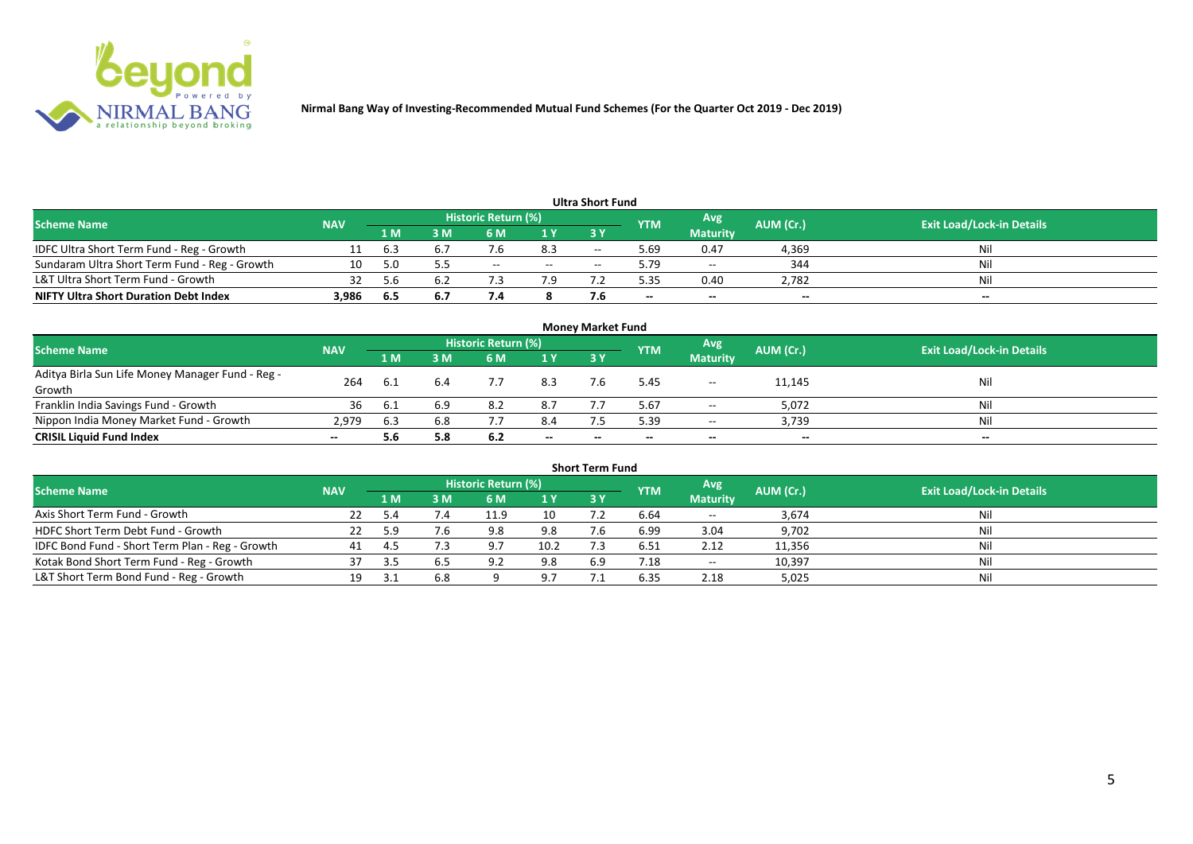**Nirmal Bang Way of Investing-Recommended Mutual Fund Schemes (For the Quarter Oct 2019 - Dec 2019)**

### Ultra Short Fund

| Scheme Name | NAV | Historic Return (%) | | | | | YTM | Avg Maturity | AUM (Cr.) | Exit Load/Lock-in Details |
|---|---|---|---|---|---|---|---|---|---|---|
| | | 1 M | 3 M | 6 M | 1 Y | 3 Y | | | | |
| IDFC Ultra Short Term Fund - Reg - Growth | 11 | 6.3 | 6.7 | 7.6 | 8.3 | -- | 5.69 | 0.47 | 4,369 | Nil |
| Sundaram Ultra Short Term Fund - Reg - Growth | 10 | 5.0 | 5.5 | -- | -- | -- | 5.79 | -- | 344 | Nil |
| L&T Ultra Short Term Fund - Growth | 32 | 5.6 | 6.2 | 7.3 | 7.9 | 7.2 | 5.35 | 0.40 | 2,782 | Nil |
| **NIFTY Ultra Short Duration Debt Index** | **3,986** | **6.5** | **6.7** | **7.4** | **8** | **7.6** | **--** | **--** | **--** | **--** |

### Money Market Fund

| Scheme Name | NAV | Historic Return (%) | | | | | YTM | Avg Maturity | AUM (Cr.) | Exit Load/Lock-in Details |
|---|---|---|---|---|---|---|---|---|---|---|
| | | 1 M | 3 M | 6 M | 1 Y | 3 Y | | | | |
| Aditya Birla Sun Life Money Manager Fund - Reg - Growth | 264 | 6.1 | 6.4 | 7.7 | 8.3 | 7.6 | 5.45 | -- | 11,145 | Nil |
| Franklin India Savings Fund - Growth | 36 | 6.1 | 6.9 | 8.2 | 8.7 | 7.7 | 5.67 | -- | 5,072 | Nil |
| Nippon India Money Market Fund - Growth | 2,979 | 6.3 | 6.8 | 7.7 | 8.4 | 7.5 | 5.39 | -- | 3,739 | Nil |
| **CRISIL Liquid Fund Index** | **--** | **5.6** | **5.8** | **6.2** | **--** | **--** | **--** | **--** | **--** | **--** |

### Short Term Fund

| Scheme Name | NAV | Historic Return (%) | | | | | YTM | Avg Maturity | AUM (Cr.) | Exit Load/Lock-in Details |
|---|---|---|---|---|---|---|---|---|---|---|
| | | 1 M | 3 M | 6 M | 1 Y | 3 Y | | | | |
| Axis Short Term Fund - Growth | 22 | 5.4 | 7.4 | 11.9 | 10 | 7.2 | 6.64 | -- | 3,674 | Nil |
| HDFC Short Term Debt Fund - Growth | 22 | 5.9 | 7.6 | 9.8 | 9.8 | 7.6 | 6.99 | 3.04 | 9,702 | Nil |
| IDFC Bond Fund - Short Term Plan - Reg - Growth | 41 | 4.5 | 7.3 | 9.7 | 10.2 | 7.3 | 6.51 | 2.12 | 11,356 | Nil |
| Kotak Bond Short Term Fund - Reg - Growth | 37 | 3.5 | 6.5 | 9.2 | 9.8 | 6.9 | 7.18 | -- | 10,397 | Nil |
| L&T Short Term Bond Fund - Reg - Growth | 19 | 3.1 | 6.8 | 9 | 9.7 | 7.1 | 6.35 | 2.18 | 5,025 | Nil |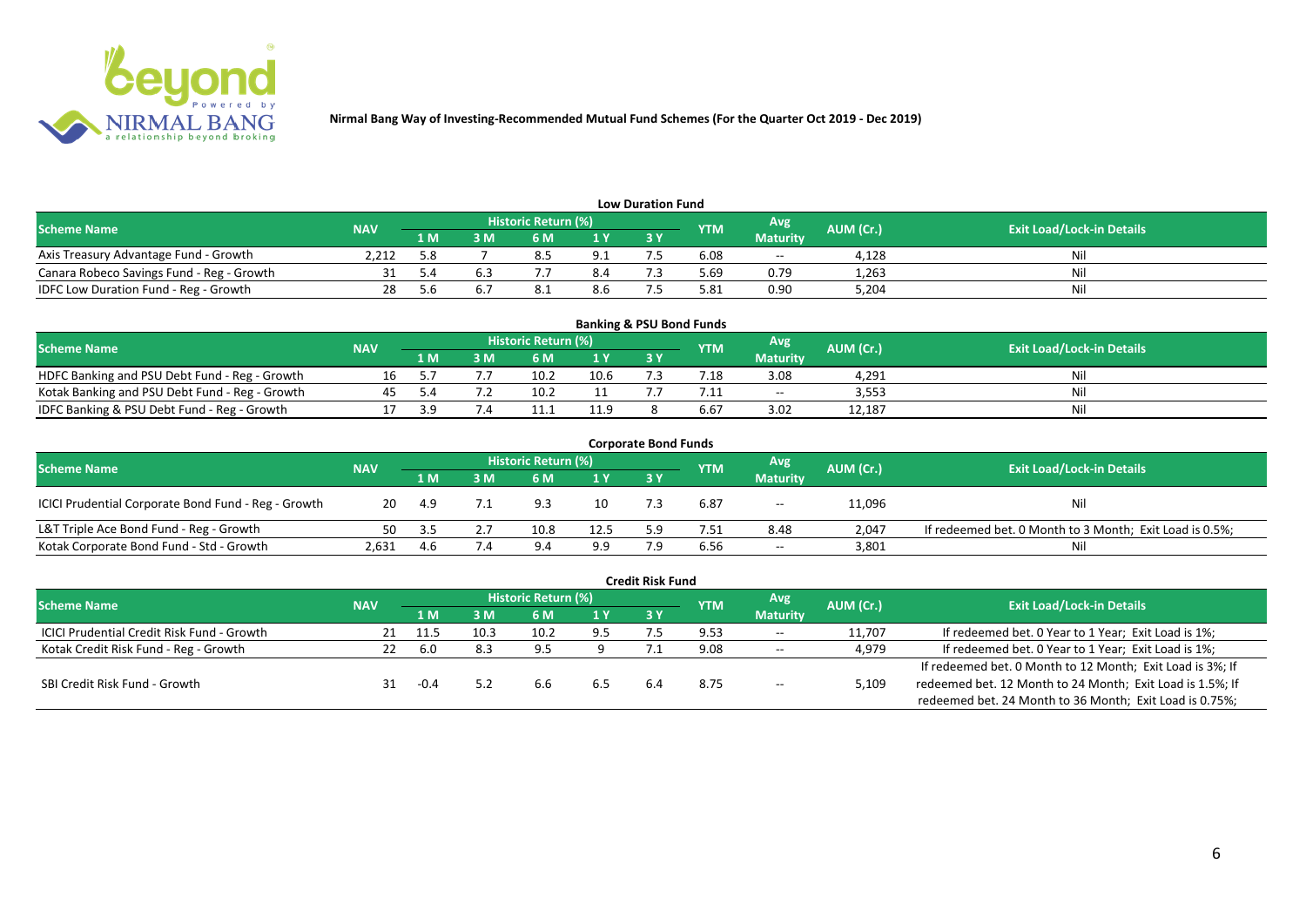**Nirmal Bang Way of Investing-Recommended Mutual Fund Schemes (For the Quarter Oct 2019 - Dec 2019)**

### Low Duration Fund

| Scheme Name | NAV | Historic Return (%) | | | | | YTM | Avg Maturity | AUM (Cr.) | Exit Load/Lock-in Details |
|---|---|---|---|---|---|---|---|---|---|---|
| | | 1 M | 3 M | 6 M | 1 Y | 3 Y | | | | |
| Axis Treasury Advantage Fund - Growth | 2,212 | 5.8 | 7 | 8.5 | 9.1 | 7.5 | 6.08 | -- | 4,128 | Nil |
| Canara Robeco Savings Fund - Reg - Growth | 31 | 5.4 | 6.3 | 7.7 | 8.4 | 7.3 | 5.69 | 0.79 | 1,263 | Nil |
| IDFC Low Duration Fund - Reg - Growth | 28 | 5.6 | 6.7 | 8.1 | 8.6 | 7.5 | 5.81 | 0.90 | 5,204 | Nil |

### Banking & PSU Bond Funds

| Scheme Name | NAV | Historic Return (%) | | | | | YTM | Avg Maturity | AUM (Cr.) | Exit Load/Lock-in Details |
|---|---|---|---|---|---|---|---|---|---|---|
| | | 1 M | 3 M | 6 M | 1 Y | 3 Y | | | | |
| HDFC Banking and PSU Debt Fund - Reg - Growth | 16 | 5.7 | 7.7 | 10.2 | 10.6 | 7.3 | 7.18 | 3.08 | 4,291 | Nil |
| Kotak Banking and PSU Debt Fund - Reg - Growth | 45 | 5.4 | 7.2 | 10.2 | 11 | 7.7 | 7.11 | -- | 3,553 | Nil |
| IDFC Banking & PSU Debt Fund - Reg - Growth | 17 | 3.9 | 7.4 | 11.1 | 11.9 | 8 | 6.67 | 3.02 | 12,187 | Nil |

### Corporate Bond Funds

| Scheme Name | NAV | Historic Return (%) | | | | | YTM | Avg Maturity | AUM (Cr.) | Exit Load/Lock-in Details |
|---|---|---|---|---|---|---|---|---|---|---|
| | | 1 M | 3 M | 6 M | 1 Y | 3 Y | | | | |
| ICICI Prudential Corporate Bond Fund - Reg - Growth | 20 | 4.9 | 7.1 | 9.3 | 10 | 7.3 | 6.87 | -- | 11,096 | Nil |
| L&T Triple Ace Bond Fund - Reg - Growth | 50 | 3.5 | 2.7 | 10.8 | 12.5 | 5.9 | 7.51 | 8.48 | 2,047 | If redeemed bet. 0 Month to 3 Month; Exit Load is 0.5%; |
| Kotak Corporate Bond Fund - Std - Growth | 2,631 | 4.6 | 7.4 | 9.4 | 9.9 | 7.9 | 6.56 | -- | 3,801 | Nil |

### Credit Risk Fund

| Scheme Name | NAV | Historic Return (%) | | | | | YTM | Avg Maturity | AUM (Cr.) | Exit Load/Lock-in Details |
|---|---|---|---|---|---|---|---|---|---|---|
| | | 1 M | 3 M | 6 M | 1 Y | 3 Y | | | | |
| ICICI Prudential Credit Risk Fund - Growth | 21 | 11.5 | 10.3 | 10.2 | 9.5 | 7.5 | 9.53 | -- | 11,707 | If redeemed bet. 0 Year to 1 Year; Exit Load is 1%; |
| Kotak Credit Risk Fund - Reg - Growth | 22 | 6.0 | 8.3 | 9.5 | 9 | 7.1 | 9.08 | -- | 4,979 | If redeemed bet. 0 Year to 1 Year; Exit Load is 1%; |
| SBI Credit Risk Fund - Growth | 31 | -0.4 | 5.2 | 6.6 | 6.5 | 6.4 | 8.75 | -- | 5,109 | If redeemed bet. 0 Month to 12 Month; Exit Load is 3%; If redeemed bet. 12 Month to 24 Month; Exit Load is 1.5%; If redeemed bet. 24 Month to 36 Month; Exit Load is 0.75%; |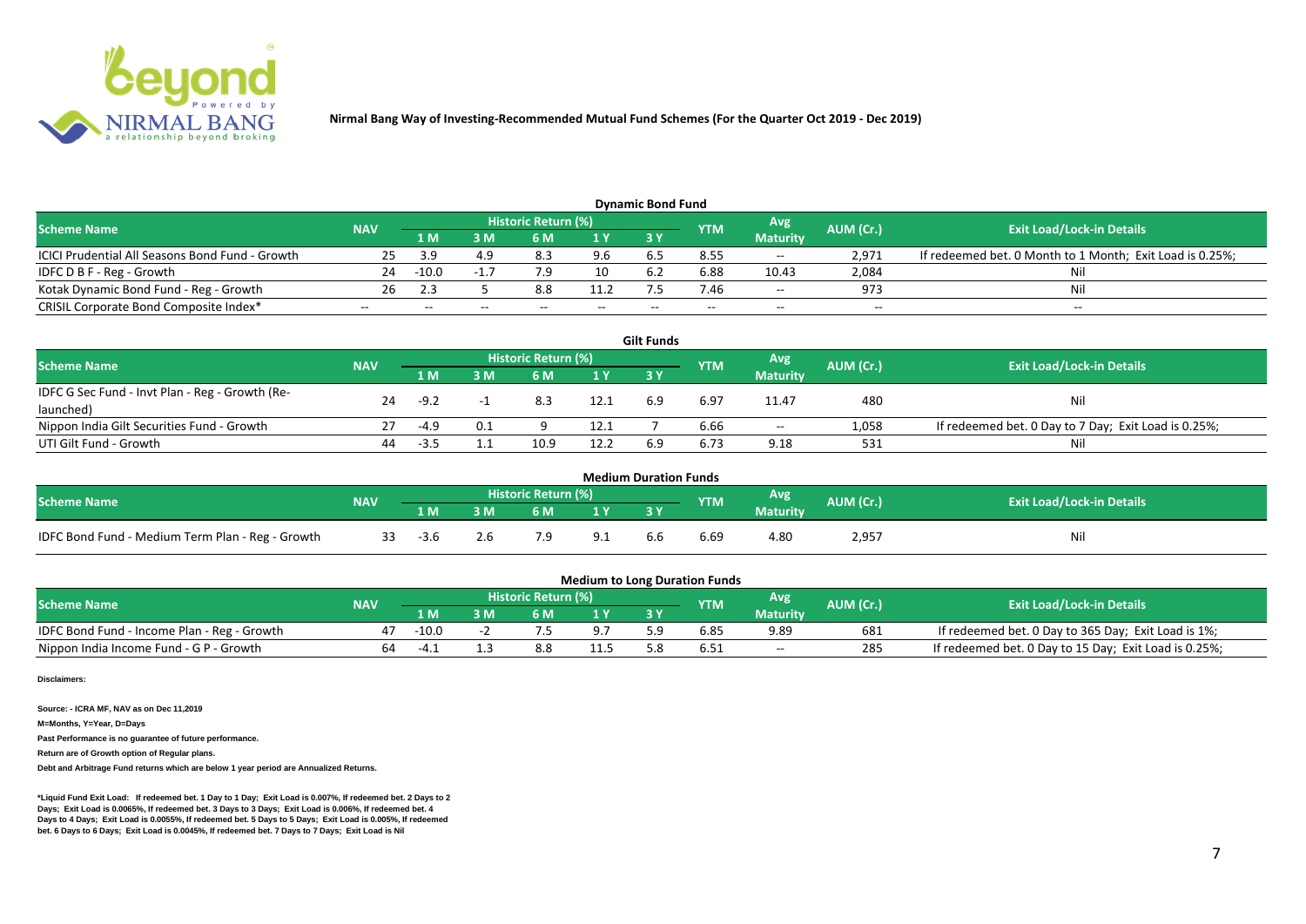**Nirmal Bang Way of Investing-Recommended Mutual Fund Schemes (For the Quarter Oct 2019 - Dec 2019)**

## Dynamic Bond Fund

| Scheme Name | NAV | Historic Return (%) | | | | | YTM | Avg Maturity | AUM (Cr.) | Exit Load/Lock-in Details |
|---|---|---|---|---|---|---|---|---|---|---|
| | | 1 M | 3 M | 6 M | 1 Y | 3 Y | | | | |
| ICICI Prudential All Seasons Bond Fund - Growth | 25 | 3.9 | 4.9 | 8.3 | 9.6 | 6.5 | 8.55 | -- | 2,971 | If redeemed bet. 0 Month to 1 Month; Exit Load is 0.25%; |
| IDFC D B F - Reg - Growth | 24 | -10.0 | -1.7 | 7.9 | 10 | 6.2 | 6.88 | 10.43 | 2,084 | Nil |
| Kotak Dynamic Bond Fund - Reg - Growth | 26 | 2.3 | 5 | 8.8 | 11.2 | 7.5 | 7.46 | -- | 973 | Nil |
| CRISIL Corporate Bond Composite Index* | -- | -- | -- | -- | -- | -- | -- | -- | -- | -- |

## Gilt Funds

| Scheme Name | NAV | Historic Return (%) | | | | | YTM | Avg Maturity | AUM (Cr.) | Exit Load/Lock-in Details |
|---|---|---|---|---|---|---|---|---|---|---|
| | | 1 M | 3 M | 6 M | 1 Y | 3 Y | | | | |
| IDFC G Sec Fund - Invt Plan - Reg - Growth (Re-launched) | 24 | -9.2 | -1 | 8.3 | 12.1 | 6.9 | 6.97 | 11.47 | 480 | Nil |
| Nippon India Gilt Securities Fund - Growth | 27 | -4.9 | 0.1 | 9 | 12.1 | 7 | 6.66 | -- | 1,058 | If redeemed bet. 0 Day to 7 Day; Exit Load is 0.25%; |
| UTI Gilt Fund - Growth | 44 | -3.5 | 1.1 | 10.9 | 12.2 | 6.9 | 6.73 | 9.18 | 531 | Nil |

## Medium Duration Funds

| Scheme Name | NAV | Historic Return (%) | | | | | YTM | Avg Maturity | AUM (Cr.) | Exit Load/Lock-in Details |
|---|---|---|---|---|---|---|---|---|---|---|
| | | 1 M | 3 M | 6 M | 1 Y | 3 Y | | | | |
| IDFC Bond Fund - Medium Term Plan - Reg - Growth | 33 | -3.6 | 2.6 | 7.9 | 9.1 | 6.6 | 6.69 | 4.80 | 2,957 | Nil |

## Medium to Long Duration Funds

| Scheme Name | NAV | Historic Return (%) | | | | | YTM | Avg Maturity | AUM (Cr.) | Exit Load/Lock-in Details |
|---|---|---|---|---|---|---|---|---|---|---|
| | | 1 M | 3 M | 6 M | 1 Y | 3 Y | | | | |
| IDFC Bond Fund - Income Plan - Reg - Growth | 47 | -10.0 | -2 | 7.5 | 9.7 | 5.9 | 6.85 | 9.89 | 681 | If redeemed bet. 0 Day to 365 Day; Exit Load is 1%; |
| Nippon India Income Fund - G P - Growth | 64 | -4.1 | 1.3 | 8.8 | 11.5 | 5.8 | 6.51 | -- | 285 | If redeemed bet. 0 Day to 15 Day; Exit Load is 0.25%; |

**Disclaimers:**

**Source: - ICRA MF, NAV as on Dec 11,2019**

**M=Months, Y=Year, D=Days**

**Past Performance is no guarantee of future performance.**

**Return are of Growth option of Regular plans.**

**Debt and Arbitrage Fund returns which are below 1 year period are Annualized Returns.**

**\*Liquid Fund Exit Load: If redeemed bet. 1 Day to 1 Day; Exit Load is 0.007%, If redeemed bet. 2 Days to 2 Days; Exit Load is 0.0065%, If redeemed bet. 3 Days to 3 Days; Exit Load is 0.006%, If redeemed bet. 4 Days to 4 Days; Exit Load is 0.0055%, If redeemed bet. 5 Days to 5 Days; Exit Load is 0.005%, If redeemed bet. 6 Days to 6 Days; Exit Load is 0.0045%, If redeemed bet. 7 Days to 7 Days; Exit Load is Nil**